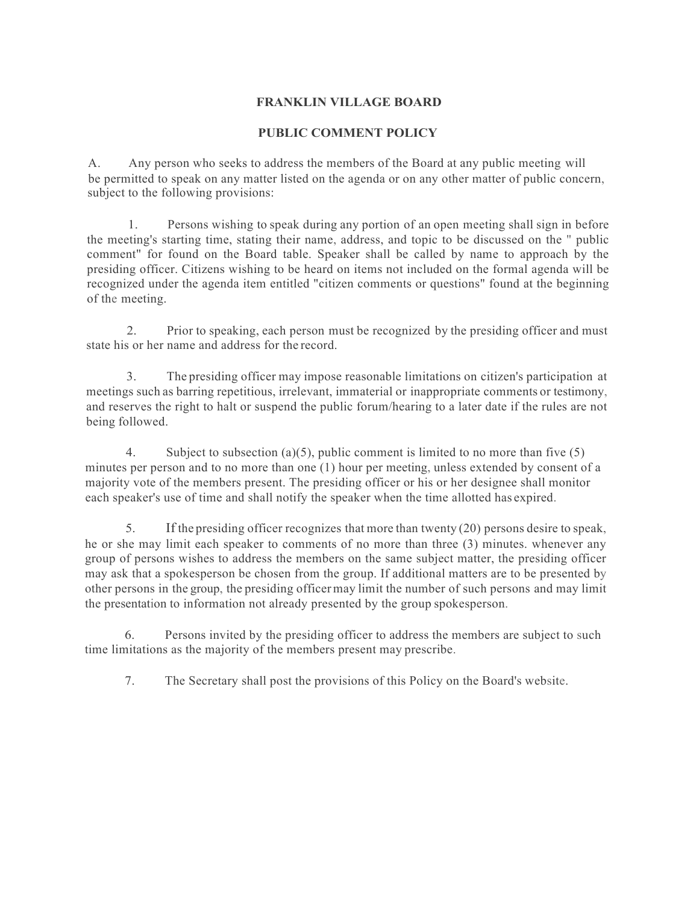**FRANKLIN VILLAGE BOARD**

**PUBLIC COMMENT POLICY**

A. Any person who seeks to address the members of the Board at any public meeting will be permitted to speak on any matter listed on the agenda or on any other matter of public concern, subject to the following provisions:

1. Persons wishing to speak during any portion of an open meeting shall sign in before the meeting's starting time, stating their name, address, and topic to be discussed on the " public comment" for found on the Board table. Speaker shall be called by name to approach by the presiding officer. Citizens wishing to be heard on items not included on the formal agenda will be recognized under the agenda item entitled "citizen comments or questions" found at the beginning of the meeting.

2. Prior to speaking, each person must be recognized by the presiding officer and must state his or her name and address for the record.

3. The presiding officer may impose reasonable limitations on citizen's participation at meetings such as barring repetitious, irrelevant, immaterial or inappropriate comments or testimony, and reserves the right to halt or suspend the public forum/hearing to a later date if the rules are not being followed.

4. Subject to subsection (a)(5), public comment is limited to no more than five (5) minutes per person and to no more than one (1) hour per meeting, unless extended by consent of a majority vote of the members present. The presiding officer or his or her designee shall monitor each speaker's use of time and shall notify the speaker when the time allotted has expired.

5. If the presiding officer recognizes that more than twenty (20) persons desire to speak, he or she may limit each speaker to comments of no more than three (3) minutes. whenever any group of persons wishes to address the members on the same subject matter, the presiding officer may ask that a spokesperson be chosen from the group. If additional matters are to be presented by other persons in the group, the presiding officer may limit the number of such persons and may limit the presentation to information not already presented by the group spokesperson.

6. Persons invited by the presiding officer to address the members are subject to such time limitations as the majority of the members present may prescribe.

7. The Secretary shall post the provisions of this Policy on the Board's website.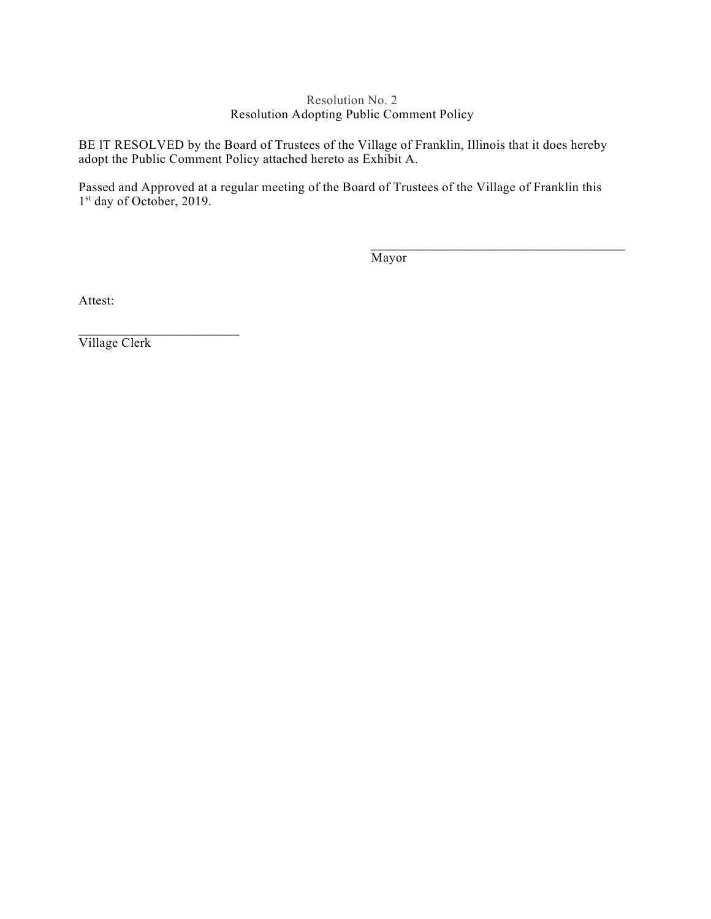Resolution No. 2
Resolution Adopting Public Comment Policy

BE lT RESOLVED by the Board of Trustees of the Village of Franklin, Illinois that it does hereby adopt the Public Comment Policy attached hereto as Exhibit A.

Passed and Approved at a regular meeting of the Board of Trustees of the Village of Franklin this 1st day of October, 2019.

______________________________________
Mayor

Attest:

________________________
Village Clerk